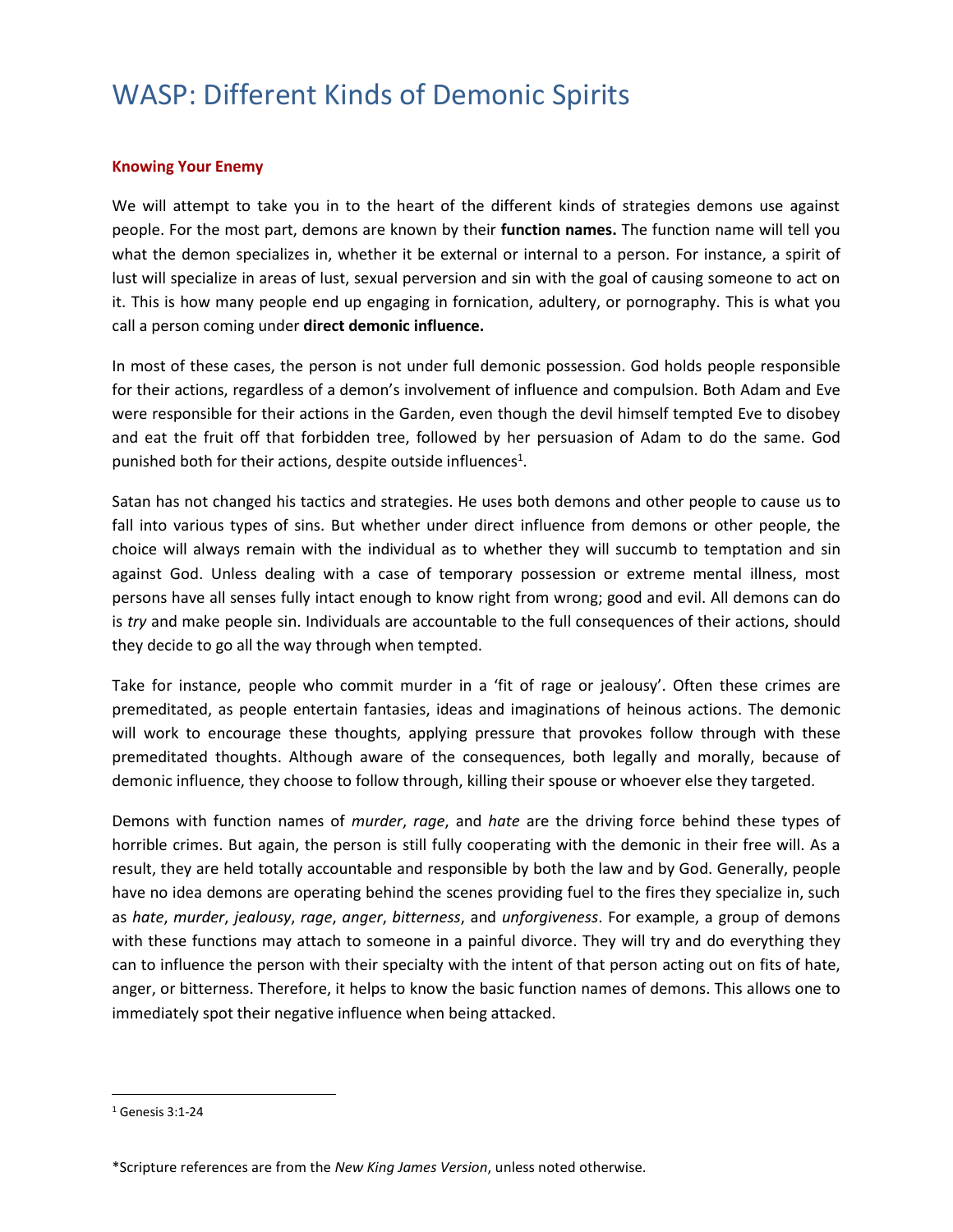# WASP: Different Kinds of Demonic Spirits

**Knowing Your Enemy**

We will attempt to take you in to the heart of the different kinds of strategies demons use against people. For the most part, demons are known by their **function names.** The function name will tell you what the demon specializes in, whether it be external or internal to a person. For instance, a spirit of lust will specialize in areas of lust, sexual perversion and sin with the goal of causing someone to act on it. This is how many people end up engaging in fornication, adultery, or pornography. This is what you call a person coming under **direct demonic influence.**

In most of these cases, the person is not under full demonic possession. God holds people responsible for their actions, regardless of a demon's involvement of influence and compulsion. Both Adam and Eve were responsible for their actions in the Garden, even though the devil himself tempted Eve to disobey and eat the fruit off that forbidden tree, followed by her persuasion of Adam to do the same. God punished both for their actions, despite outside influences[1].

Satan has not changed his tactics and strategies. He uses both demons and other people to cause us to fall into various types of sins. But whether under direct influence from demons or other people, the choice will always remain with the individual as to whether they will succumb to temptation and sin against God. Unless dealing with a case of temporary possession or extreme mental illness, most persons have all senses fully intact enough to know right from wrong; good and evil. All demons can do is *try* and make people sin. Individuals are accountable to the full consequences of their actions, should they decide to go all the way through when tempted.

Take for instance, people who commit murder in a 'fit of rage or jealousy'. Often these crimes are premeditated, as people entertain fantasies, ideas and imaginations of heinous actions. The demonic will work to encourage these thoughts, applying pressure that provokes follow through with these premeditated thoughts. Although aware of the consequences, both legally and morally, because of demonic influence, they choose to follow through, killing their spouse or whoever else they targeted.

Demons with function names of *murder*, *rage*, and *hate* are the driving force behind these types of horrible crimes. But again, the person is still fully cooperating with the demonic in their free will. As a result, they are held totally accountable and responsible by both the law and by God. Generally, people have no idea demons are operating behind the scenes providing fuel to the fires they specialize in, such as *hate*, *murder*, *jealousy*, *rage*, *anger*, *bitterness*, and *unforgiveness*. For example, a group of demons with these functions may attach to someone in a painful divorce. They will try and do everything they can to influence the person with their specialty with the intent of that person acting out on fits of hate, anger, or bitterness. Therefore, it helps to know the basic function names of demons. This allows one to immediately spot their negative influence when being attacked.

[1] Genesis 3:1-24

*Scripture references are from the *New King James Version*, unless noted otherwise.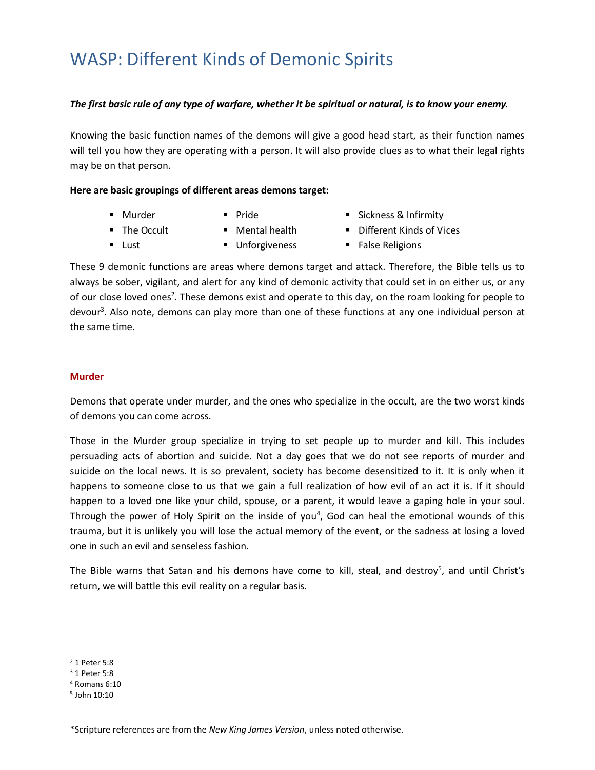# WASP: Different Kinds of Demonic Spirits

***The first basic rule of any type of warfare, whether it be spiritual or natural, is to know your enemy.***

Knowing the basic function names of the demons will give a good head start, as their function names will tell you how they are operating with a person. It will also provide clues as to what their legal rights may be on that person.

**Here are basic groupings of different areas demons target:**

- Murder
- The Occult
- Lust
- Pride
- Mental health
- Unforgiveness
- Sickness & Infirmity
- Different Kinds of Vices
- False Religions

These 9 demonic functions are areas where demons target and attack. Therefore, the Bible tells us to always be sober, vigilant, and alert for any kind of demonic activity that could set in on either us, or any of our close loved ones[2]. These demons exist and operate to this day, on the roam looking for people to devour[3]. Also note, demons can play more than one of these functions at any one individual person at the same time.

### Murder

Demons that operate under murder, and the ones who specialize in the occult, are the two worst kinds of demons you can come across.

Those in the Murder group specialize in trying to set people up to murder and kill. This includes persuading acts of abortion and suicide. Not a day goes that we do not see reports of murder and suicide on the local news. It is so prevalent, society has become desensitized to it. It is only when it happens to someone close to us that we gain a full realization of how evil of an act it is. If it should happen to a loved one like your child, spouse, or a parent, it would leave a gaping hole in your soul. Through the power of Holy Spirit on the inside of you[4], God can heal the emotional wounds of this trauma, but it is unlikely you will lose the actual memory of the event, or the sadness at losing a loved one in such an evil and senseless fashion.

The Bible warns that Satan and his demons have come to kill, steal, and destroy[5], and until Christ's return, we will battle this evil reality on a regular basis.

---

[2] 1 Peter 5:8

[3] 1 Peter 5:8

[4] Romans 6:10

[5] John 10:10

*Scripture references are from the *New King James Version*, unless noted otherwise.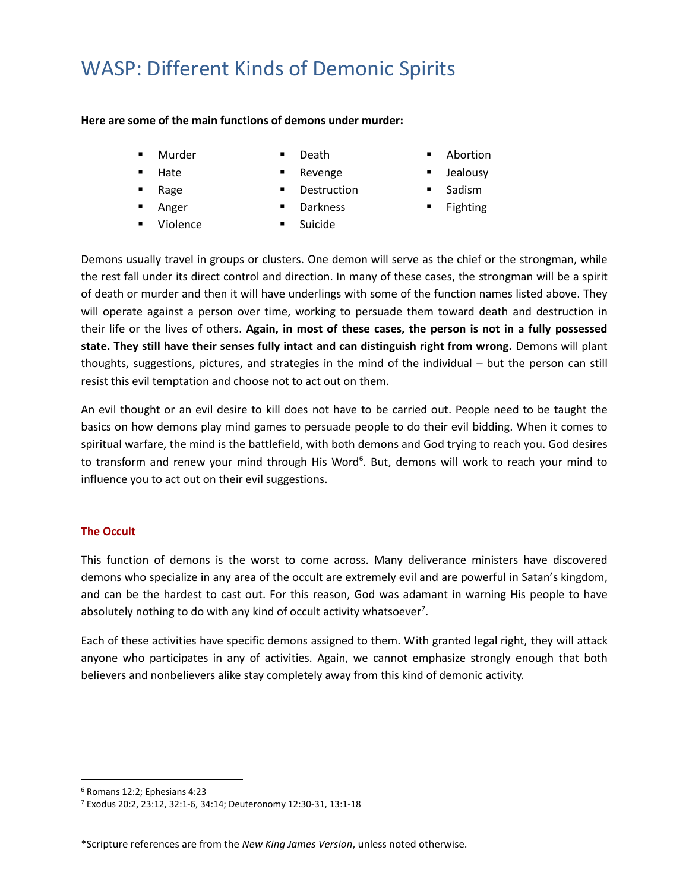# WASP: Different Kinds of Demonic Spirits

**Here are some of the main functions of demons under murder:**

- Murder
- Hate
- Rage
- Anger
- Violence
- Death
- Revenge
- Destruction
- Darkness
- Suicide
- Abortion
- Jealousy
- Sadism
- Fighting

Demons usually travel in groups or clusters. One demon will serve as the chief or the strongman, while the rest fall under its direct control and direction. In many of these cases, the strongman will be a spirit of death or murder and then it will have underlings with some of the function names listed above. They will operate against a person over time, working to persuade them toward death and destruction in their life or the lives of others. **Again, in most of these cases, the person is not in a fully possessed state. They still have their senses fully intact and can distinguish right from wrong.** Demons will plant thoughts, suggestions, pictures, and strategies in the mind of the individual – but the person can still resist this evil temptation and choose not to act out on them.

An evil thought or an evil desire to kill does not have to be carried out. People need to be taught the basics on how demons play mind games to persuade people to do their evil bidding. When it comes to spiritual warfare, the mind is the battlefield, with both demons and God trying to reach you. God desires to transform and renew your mind through His Word[6]. But, demons will work to reach your mind to influence you to act out on their evil suggestions.

### The Occult

This function of demons is the worst to come across. Many deliverance ministers have discovered demons who specialize in any area of the occult are extremely evil and are powerful in Satan's kingdom, and can be the hardest to cast out. For this reason, God was adamant in warning His people to have absolutely nothing to do with any kind of occult activity whatsoever[7].

Each of these activities have specific demons assigned to them. With granted legal right, they will attack anyone who participates in any of activities. Again, we cannot emphasize strongly enough that both believers and nonbelievers alike stay completely away from this kind of demonic activity.

---

[6] Romans 12:2; Ephesians 4:23

[7] Exodus 20:2, 23:12, 32:1-6, 34:14; Deuteronomy 12:30-31, 13:1-18

*Scripture references are from the *New King James Version*, unless noted otherwise.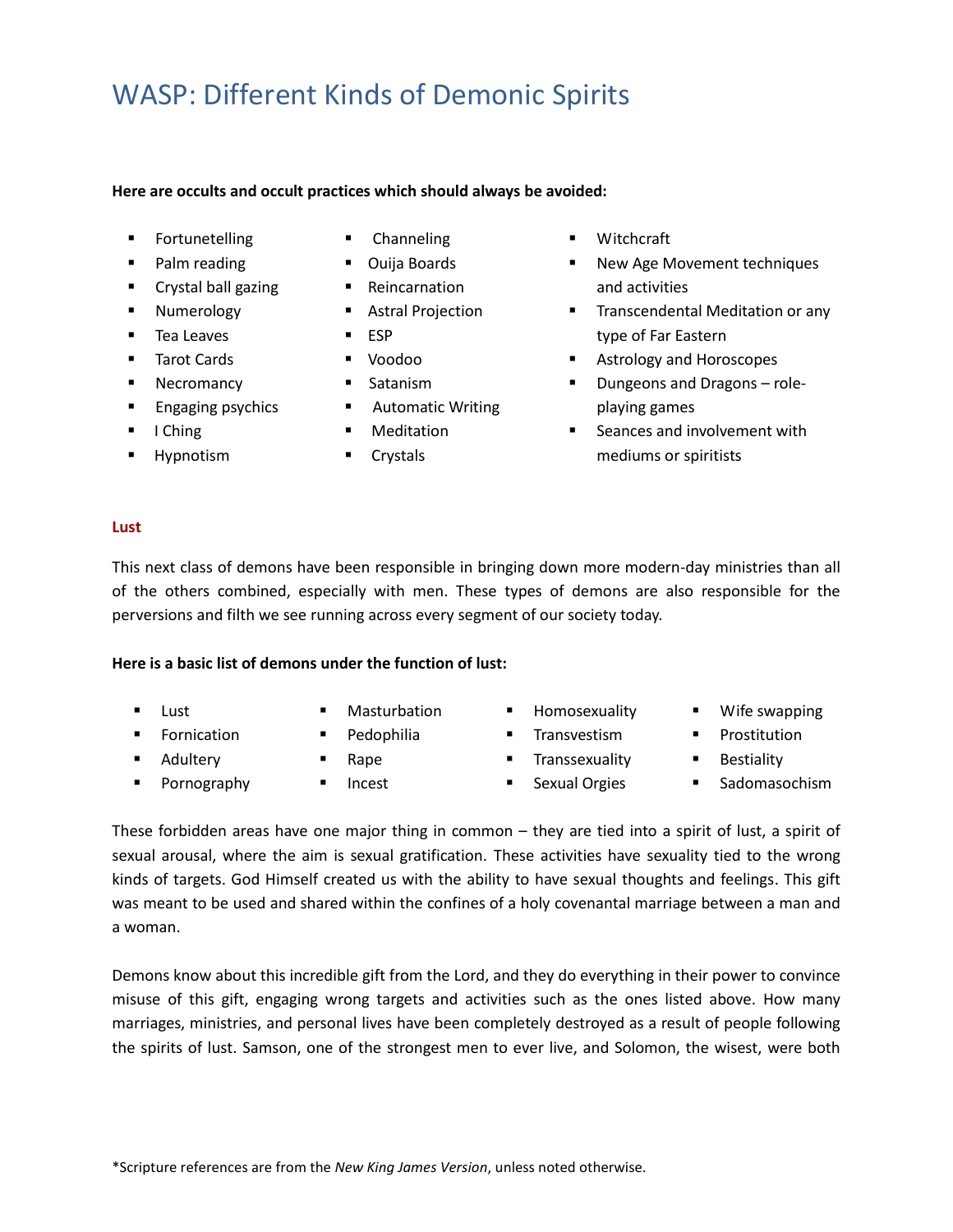# WASP: Different Kinds of Demonic Spirits

**Here are occults and occult practices which should always be avoided:**

- Fortunetelling
- Palm reading
- Crystal ball gazing
- Numerology
- Tea Leaves
- Tarot Cards
- Necromancy
- Engaging psychics
- I Ching
- Hypnotism
- Channeling
- Ouija Boards
- Reincarnation
- Astral Projection
- ESP
- Voodoo
- Satanism
- Automatic Writing
- Meditation
- Crystals
- Witchcraft
- New Age Movement techniques and activities
- Transcendental Meditation or any type of Far Eastern
- Astrology and Horoscopes
- Dungeons and Dragons – role-playing games
- Seances and involvement with mediums or spiritists

**Lust**

This next class of demons have been responsible in bringing down more modern-day ministries than all of the others combined, especially with men. These types of demons are also responsible for the perversions and filth we see running across every segment of our society today.

**Here is a basic list of demons under the function of lust:**

- Lust
- Fornication
- Adultery
- Pornography
- Masturbation
- Pedophilia
- Rape
- Incest
- Homosexuality
- Transvestism
- Transsexuality
- Sexual Orgies
- Wife swapping
- Prostitution
- Bestiality
- Sadomasochism

These forbidden areas have one major thing in common – they are tied into a spirit of lust, a spirit of sexual arousal, where the aim is sexual gratification. These activities have sexuality tied to the wrong kinds of targets. God Himself created us with the ability to have sexual thoughts and feelings. This gift was meant to be used and shared within the confines of a holy covenantal marriage between a man and a woman.

Demons know about this incredible gift from the Lord, and they do everything in their power to convince misuse of this gift, engaging wrong targets and activities such as the ones listed above. How many marriages, ministries, and personal lives have been completely destroyed as a result of people following the spirits of lust. Samson, one of the strongest men to ever live, and Solomon, the wisest, were both

*Scripture references are from the *New King James Version*, unless noted otherwise.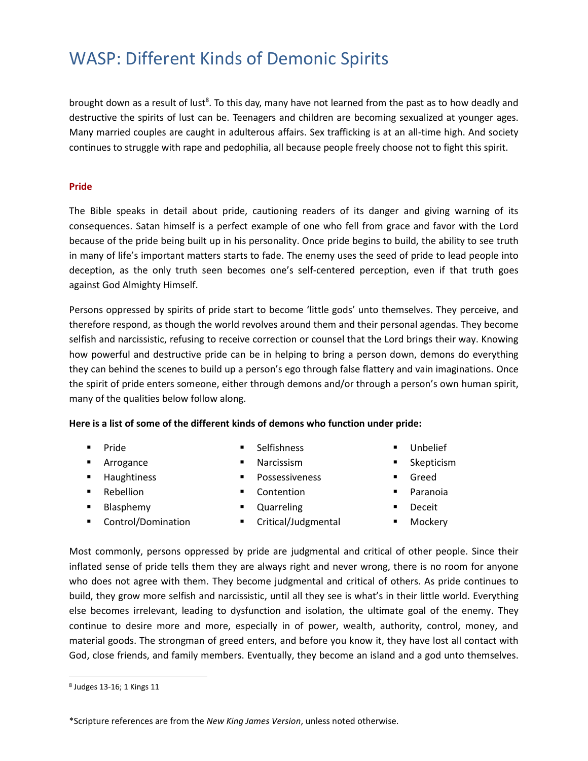brought down as a result of lust[8]. To this day, many have not learned from the past as to how deadly and destructive the spirits of lust can be. Teenagers and children are becoming sexualized at younger ages. Many married couples are caught in adulterous affairs. Sex trafficking is at an all-time high. And society continues to struggle with rape and pedophilia, all because people freely choose not to fight this spirit.

### Pride

The Bible speaks in detail about pride, cautioning readers of its danger and giving warning of its consequences. Satan himself is a perfect example of one who fell from grace and favor with the Lord because of the pride being built up in his personality. Once pride begins to build, the ability to see truth in many of life's important matters starts to fade. The enemy uses the seed of pride to lead people into deception, as the only truth seen becomes one's self-centered perception, even if that truth goes against God Almighty Himself.

Persons oppressed by spirits of pride start to become 'little gods' unto themselves. They perceive, and therefore respond, as though the world revolves around them and their personal agendas. They become selfish and narcissistic, refusing to receive correction or counsel that the Lord brings their way. Knowing how powerful and destructive pride can be in helping to bring a person down, demons do everything they can behind the scenes to build up a person's ego through false flattery and vain imaginations. Once the spirit of pride enters someone, either through demons and/or through a person's own human spirit, many of the qualities below follow along.

**Here is a list of some of the different kinds of demons who function under pride:**

- Pride
- Arrogance
- Haughtiness
- Rebellion
- Blasphemy
- Control/Domination
- Selfishness
- Narcissism
- Possessiveness
- Contention
- Quarreling
- Critical/Judgmental
- Unbelief
- Skepticism
- Greed
- Paranoia
- Deceit
- Mockery

Most commonly, persons oppressed by pride are judgmental and critical of other people. Since their inflated sense of pride tells them they are always right and never wrong, there is no room for anyone who does not agree with them. They become judgmental and critical of others. As pride continues to build, they grow more selfish and narcissistic, until all they see is what's in their little world. Everything else becomes irrelevant, leading to dysfunction and isolation, the ultimate goal of the enemy. They continue to desire more and more, especially in of power, wealth, authority, control, money, and material goods. The strongman of greed enters, and before you know it, they have lost all contact with God, close friends, and family members. Eventually, they become an island and a god unto themselves.

---

[8] Judges 13-16; 1 Kings 11

*Scripture references are from the *New King James Version*, unless noted otherwise.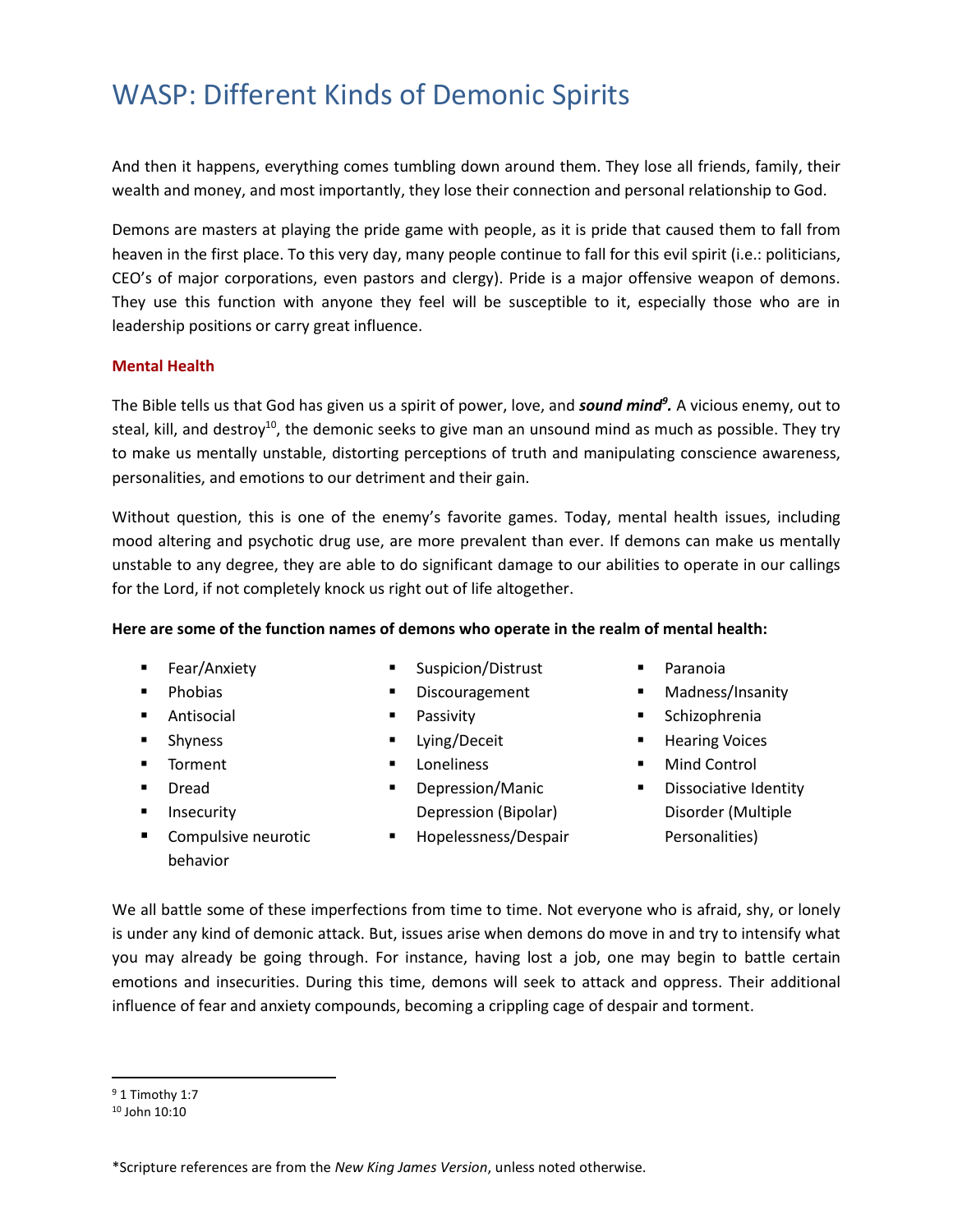# WASP: Different Kinds of Demonic Spirits

And then it happens, everything comes tumbling down around them. They lose all friends, family, their wealth and money, and most importantly, they lose their connection and personal relationship to God.

Demons are masters at playing the pride game with people, as it is pride that caused them to fall from heaven in the first place. To this very day, many people continue to fall for this evil spirit (i.e.: politicians, CEO's of major corporations, even pastors and clergy). Pride is a major offensive weapon of demons. They use this function with anyone they feel will be susceptible to it, especially those who are in leadership positions or carry great influence.

### Mental Health

The Bible tells us that God has given us a spirit of power, love, and ***sound mind***[9]. A vicious enemy, out to steal, kill, and destroy[10], the demonic seeks to give man an unsound mind as much as possible. They try to make us mentally unstable, distorting perceptions of truth and manipulating conscience awareness, personalities, and emotions to our detriment and their gain.

Without question, this is one of the enemy's favorite games. Today, mental health issues, including mood altering and psychotic drug use, are more prevalent than ever. If demons can make us mentally unstable to any degree, they are able to do significant damage to our abilities to operate in our callings for the Lord, if not completely knock us right out of life altogether.

**Here are some of the function names of demons who operate in the realm of mental health:**

- Fear/Anxiety
- Phobias
- Antisocial
- Shyness
- Torment
- Dread
- Insecurity
- Compulsive neurotic behavior
- Suspicion/Distrust
- Discouragement
- Passivity
- Lying/Deceit
- Loneliness
- Depression/Manic Depression (Bipolar)
- Hopelessness/Despair
- Paranoia
- Madness/Insanity
- Schizophrenia
- Hearing Voices
- Mind Control
- Dissociative Identity Disorder (Multiple Personalities)

We all battle some of these imperfections from time to time. Not everyone who is afraid, shy, or lonely is under any kind of demonic attack. But, issues arise when demons do move in and try to intensify what you may already be going through. For instance, having lost a job, one may begin to battle certain emotions and insecurities. During this time, demons will seek to attack and oppress. Their additional influence of fear and anxiety compounds, becoming a crippling cage of despair and torment.

---

[9] 1 Timothy 1:7

[10] John 10:10

*Scripture references are from the *New King James Version*, unless noted otherwise.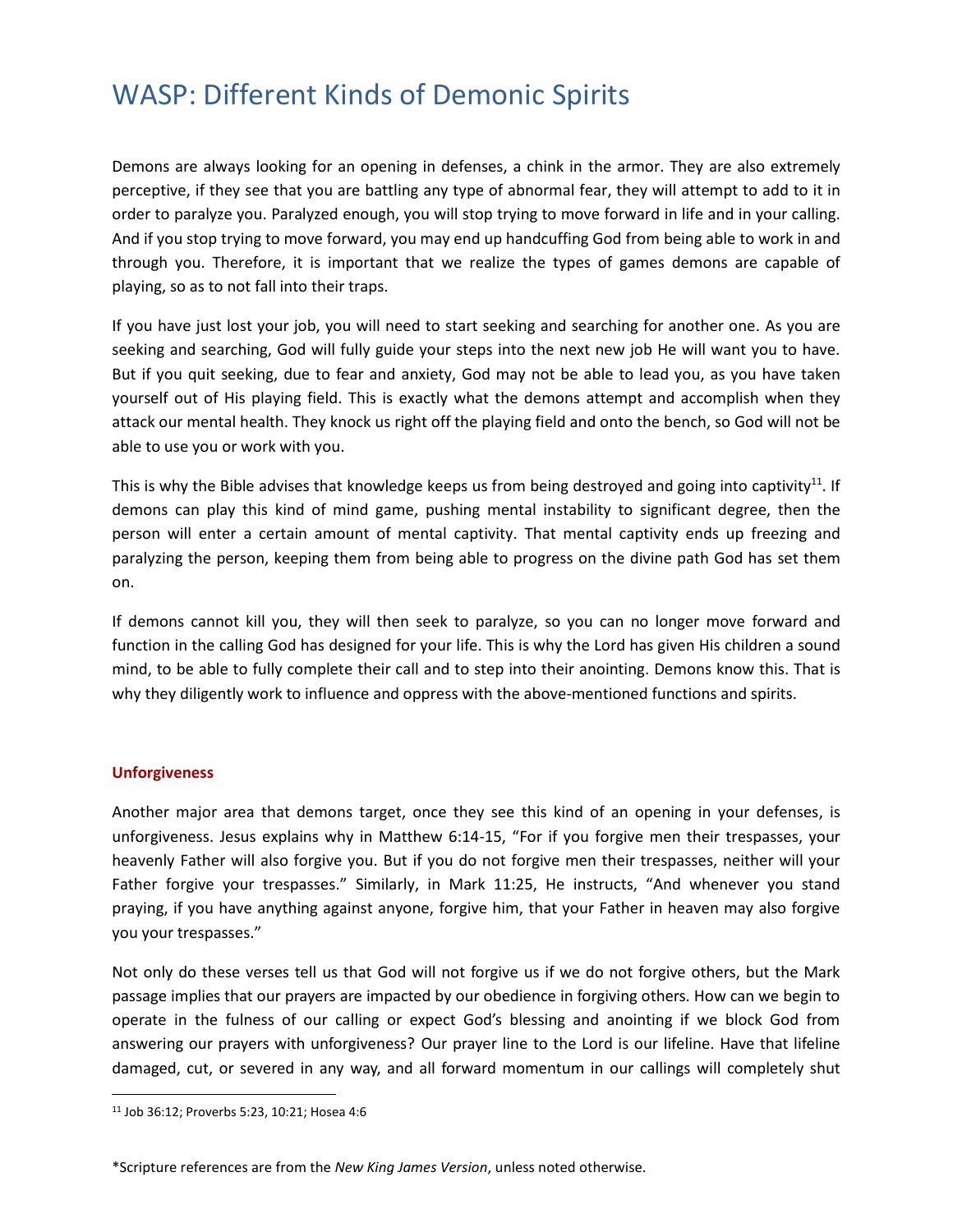# WASP: Different Kinds of Demonic Spirits

Demons are always looking for an opening in defenses, a chink in the armor. They are also extremely perceptive, if they see that you are battling any type of abnormal fear, they will attempt to add to it in order to paralyze you. Paralyzed enough, you will stop trying to move forward in life and in your calling. And if you stop trying to move forward, you may end up handcuffing God from being able to work in and through you. Therefore, it is important that we realize the types of games demons are capable of playing, so as to not fall into their traps.

If you have just lost your job, you will need to start seeking and searching for another one. As you are seeking and searching, God will fully guide your steps into the next new job He will want you to have. But if you quit seeking, due to fear and anxiety, God may not be able to lead you, as you have taken yourself out of His playing field. This is exactly what the demons attempt and accomplish when they attack our mental health. They knock us right off the playing field and onto the bench, so God will not be able to use you or work with you.

This is why the Bible advises that knowledge keeps us from being destroyed and going into captivity[11]. If demons can play this kind of mind game, pushing mental instability to significant degree, then the person will enter a certain amount of mental captivity. That mental captivity ends up freezing and paralyzing the person, keeping them from being able to progress on the divine path God has set them on.

If demons cannot kill you, they will then seek to paralyze, so you can no longer move forward and function in the calling God has designed for your life. This is why the Lord has given His children a sound mind, to be able to fully complete their call and to step into their anointing. Demons know this. That is why they diligently work to influence and oppress with the above-mentioned functions and spirits.

### Unforgiveness

Another major area that demons target, once they see this kind of an opening in your defenses, is unforgiveness. Jesus explains why in Matthew 6:14-15, "For if you forgive men their trespasses, your heavenly Father will also forgive you. But if you do not forgive men their trespasses, neither will your Father forgive your trespasses." Similarly, in Mark 11:25, He instructs, "And whenever you stand praying, if you have anything against anyone, forgive him, that your Father in heaven may also forgive you your trespasses."

Not only do these verses tell us that God will not forgive us if we do not forgive others, but the Mark passage implies that our prayers are impacted by our obedience in forgiving others. How can we begin to operate in the fulness of our calling or expect God's blessing and anointing if we block God from answering our prayers with unforgiveness? Our prayer line to the Lord is our lifeline. Have that lifeline damaged, cut, or severed in any way, and all forward momentum in our callings will completely shut

[11] Job 36:12; Proverbs 5:23, 10:21; Hosea 4:6

*Scripture references are from the *New King James Version*, unless noted otherwise.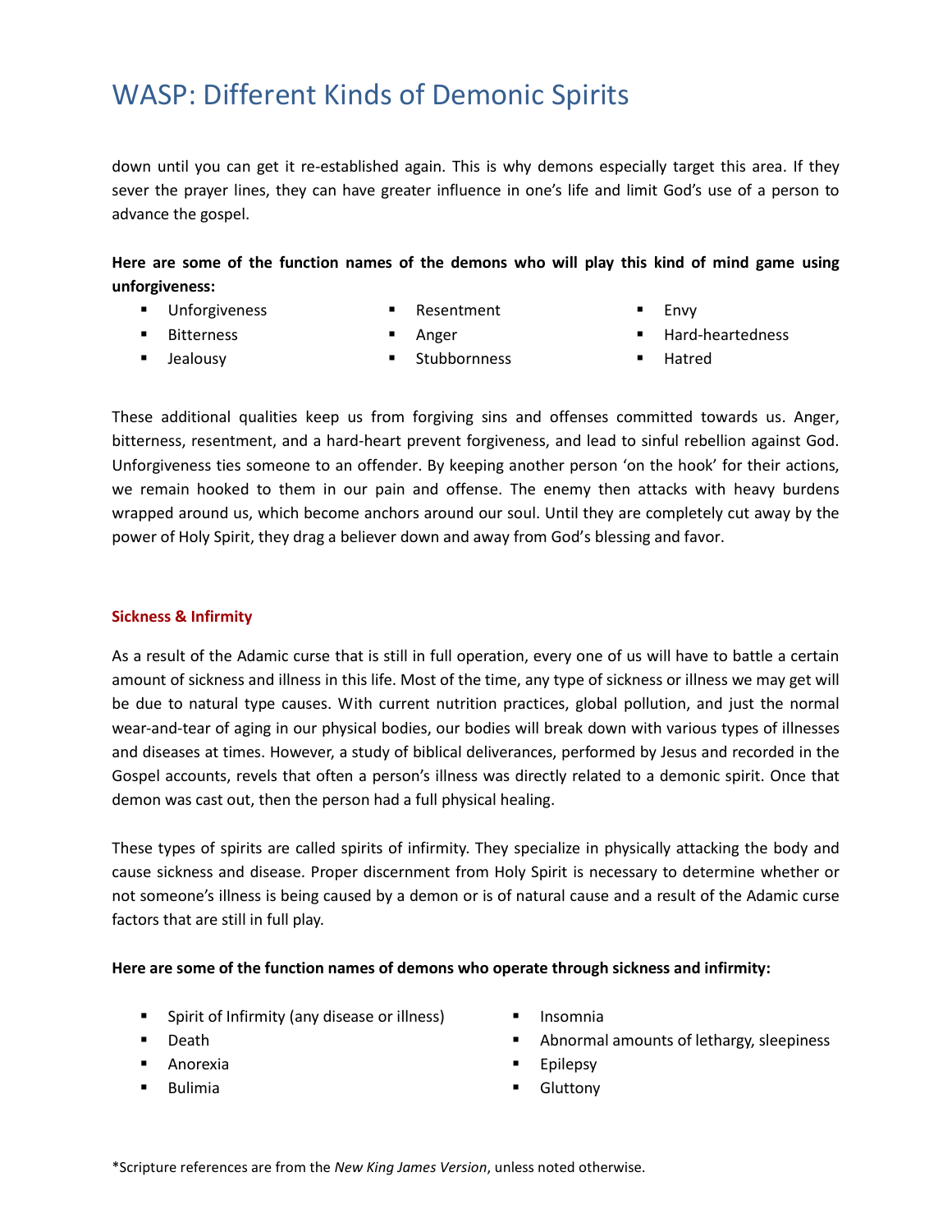down until you can get it re-established again. This is why demons especially target this area. If they sever the prayer lines, they can have greater influence in one's life and limit God's use of a person to advance the gospel.

**Here are some of the function names of the demons who will play this kind of mind game using unforgiveness:**

- Unforgiveness
- Bitterness
- Jealousy
- Resentment
- Anger
- Stubbornness
- Envy
- Hard-heartedness
- Hatred

These additional qualities keep us from forgiving sins and offenses committed towards us. Anger, bitterness, resentment, and a hard-heart prevent forgiveness, and lead to sinful rebellion against God. Unforgiveness ties someone to an offender. By keeping another person 'on the hook' for their actions, we remain hooked to them in our pain and offense. The enemy then attacks with heavy burdens wrapped around us, which become anchors around our soul. Until they are completely cut away by the power of Holy Spirit, they drag a believer down and away from God's blessing and favor.

### Sickness & Infirmity

As a result of the Adamic curse that is still in full operation, every one of us will have to battle a certain amount of sickness and illness in this life. Most of the time, any type of sickness or illness we may get will be due to natural type causes. With current nutrition practices, global pollution, and just the normal wear-and-tear of aging in our physical bodies, our bodies will break down with various types of illnesses and diseases at times. However, a study of biblical deliverances, performed by Jesus and recorded in the Gospel accounts, revels that often a person's illness was directly related to a demonic spirit. Once that demon was cast out, then the person had a full physical healing.

These types of spirits are called spirits of infirmity. They specialize in physically attacking the body and cause sickness and disease. Proper discernment from Holy Spirit is necessary to determine whether or not someone's illness is being caused by a demon or is of natural cause and a result of the Adamic curse factors that are still in full play.

**Here are some of the function names of demons who operate through sickness and infirmity:**

- Spirit of Infirmity (any disease or illness)
- Death
- Anorexia
- Bulimia
- Insomnia
- Abnormal amounts of lethargy, sleepiness
- Epilepsy
- Gluttony

*Scripture references are from the *New King James Version*, unless noted otherwise.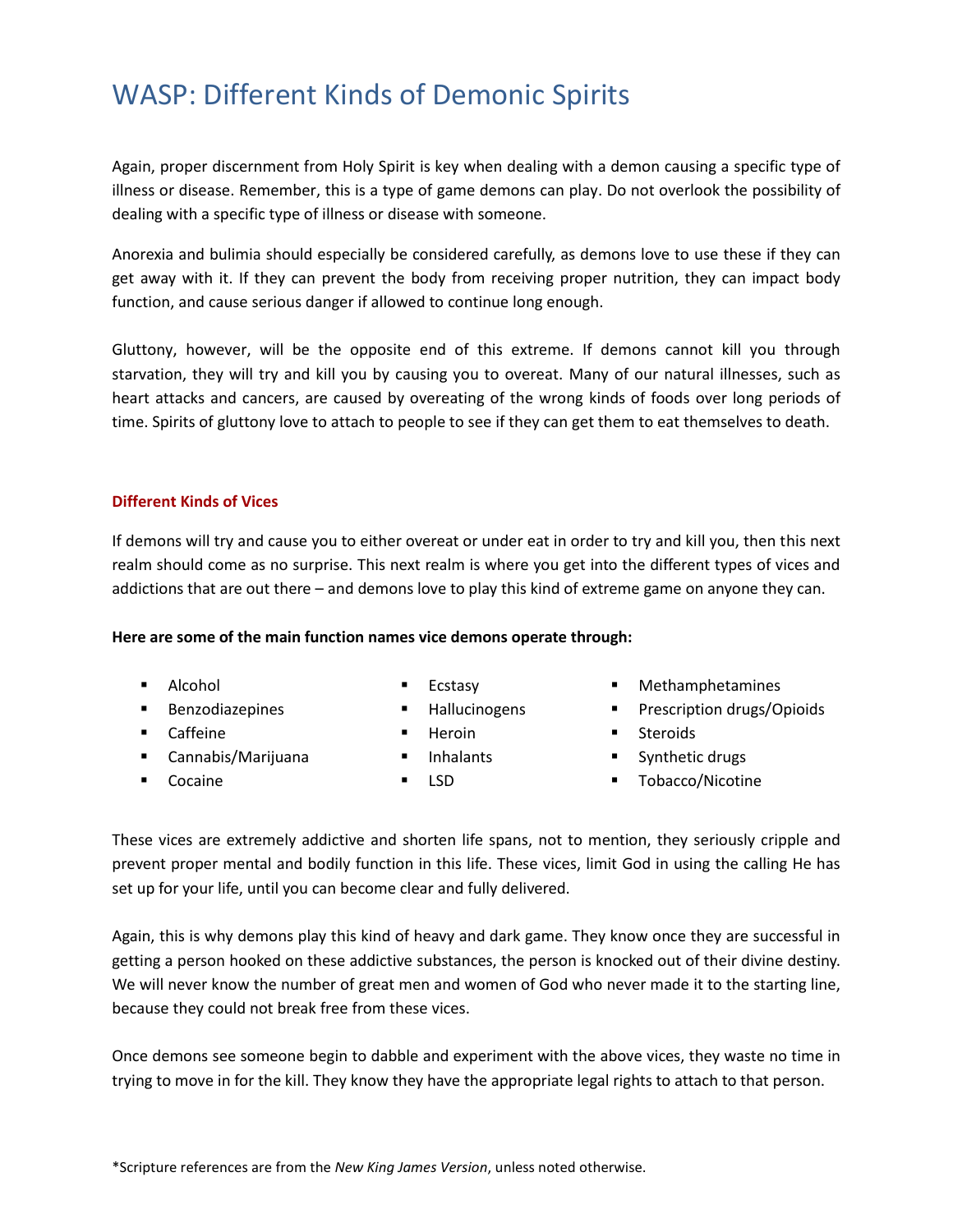# WASP: Different Kinds of Demonic Spirits

Again, proper discernment from Holy Spirit is key when dealing with a demon causing a specific type of illness or disease. Remember, this is a type of game demons can play. Do not overlook the possibility of dealing with a specific type of illness or disease with someone.

Anorexia and bulimia should especially be considered carefully, as demons love to use these if they can get away with it. If they can prevent the body from receiving proper nutrition, they can impact body function, and cause serious danger if allowed to continue long enough.

Gluttony, however, will be the opposite end of this extreme. If demons cannot kill you through starvation, they will try and kill you by causing you to overeat. Many of our natural illnesses, such as heart attacks and cancers, are caused by overeating of the wrong kinds of foods over long periods of time. Spirits of gluttony love to attach to people to see if they can get them to eat themselves to death.

### Different Kinds of Vices

If demons will try and cause you to either overeat or under eat in order to try and kill you, then this next realm should come as no surprise. This next realm is where you get into the different types of vices and addictions that are out there – and demons love to play this kind of extreme game on anyone they can.

**Here are some of the main function names vice demons operate through:**

- Alcohol
- Benzodiazepines
- Caffeine
- Cannabis/Marijuana
- Cocaine
- Ecstasy
- Hallucinogens
- Heroin
- Inhalants
- LSD
- Methamphetamines
- Prescription drugs/Opioids
- Steroids
- Synthetic drugs
- Tobacco/Nicotine

These vices are extremely addictive and shorten life spans, not to mention, they seriously cripple and prevent proper mental and bodily function in this life. These vices, limit God in using the calling He has set up for your life, until you can become clear and fully delivered.

Again, this is why demons play this kind of heavy and dark game. They know once they are successful in getting a person hooked on these addictive substances, the person is knocked out of their divine destiny. We will never know the number of great men and women of God who never made it to the starting line, because they could not break free from these vices.

Once demons see someone begin to dabble and experiment with the above vices, they waste no time in trying to move in for the kill. They know they have the appropriate legal rights to attach to that person.

*Scripture references are from the *New King James Version*, unless noted otherwise.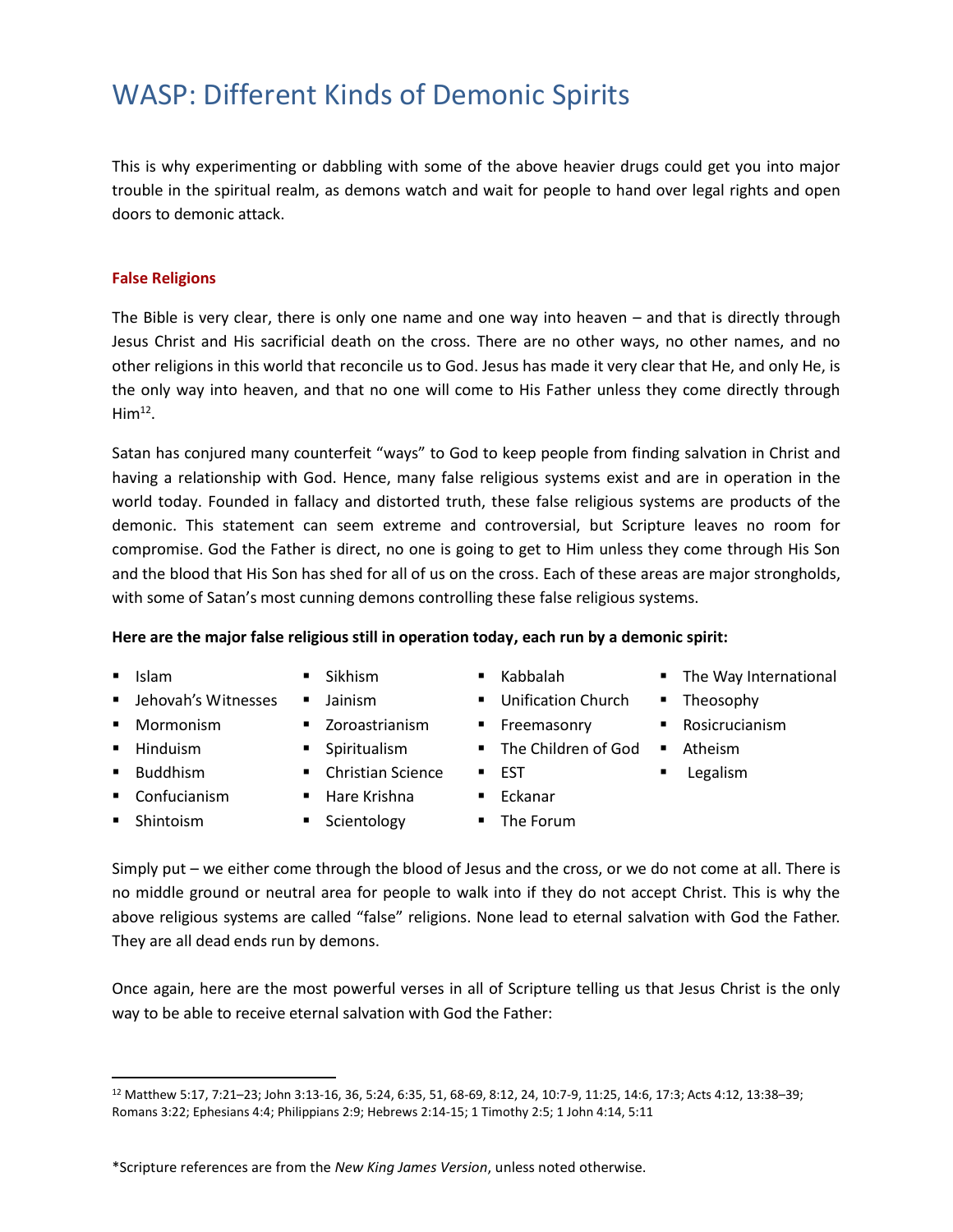# WASP: Different Kinds of Demonic Spirits

This is why experimenting or dabbling with some of the above heavier drugs could get you into major trouble in the spiritual realm, as demons watch and wait for people to hand over legal rights and open doors to demonic attack.

### False Religions

The Bible is very clear, there is only one name and one way into heaven – and that is directly through Jesus Christ and His sacrificial death on the cross. There are no other ways, no other names, and no other religions in this world that reconcile us to God. Jesus has made it very clear that He, and only He, is the only way into heaven, and that no one will come to His Father unless they come directly through Him[12].

Satan has conjured many counterfeit "ways" to God to keep people from finding salvation in Christ and having a relationship with God. Hence, many false religious systems exist and are in operation in the world today. Founded in fallacy and distorted truth, these false religious systems are products of the demonic. This statement can seem extreme and controversial, but Scripture leaves no room for compromise. God the Father is direct, no one is going to get to Him unless they come through His Son and the blood that His Son has shed for all of us on the cross. Each of these areas are major strongholds, with some of Satan's most cunning demons controlling these false religious systems.

**Here are the major false religious still in operation today, each run by a demonic spirit:**

- Islam
- Jehovah's Witnesses
- Mormonism
- Hinduism
- Buddhism
- Confucianism
- Shintoism
- Sikhism
- Jainism
- Zoroastrianism
- Spiritualism
- Christian Science
- Hare Krishna
- Scientology
- Kabbalah
- Unification Church
- Freemasonry
- The Children of God
- EST
- Eckanar
- The Forum
- The Way International
- Theosophy
- Rosicrucianism
- Atheism
- Legalism

Simply put – we either come through the blood of Jesus and the cross, or we do not come at all. There is no middle ground or neutral area for people to walk into if they do not accept Christ. This is why the above religious systems are called "false" religions. None lead to eternal salvation with God the Father. They are all dead ends run by demons.

Once again, here are the most powerful verses in all of Scripture telling us that Jesus Christ is the only way to be able to receive eternal salvation with God the Father:

---

[12] Matthew 5:17, 7:21–23; John 3:13-16, 36, 5:24, 6:35, 51, 68-69, 8:12, 24, 10:7-9, 11:25, 14:6, 17:3; Acts 4:12, 13:38–39; Romans 3:22; Ephesians 4:4; Philippians 2:9; Hebrews 2:14-15; 1 Timothy 2:5; 1 John 4:14, 5:11

*Scripture references are from the *New King James Version*, unless noted otherwise.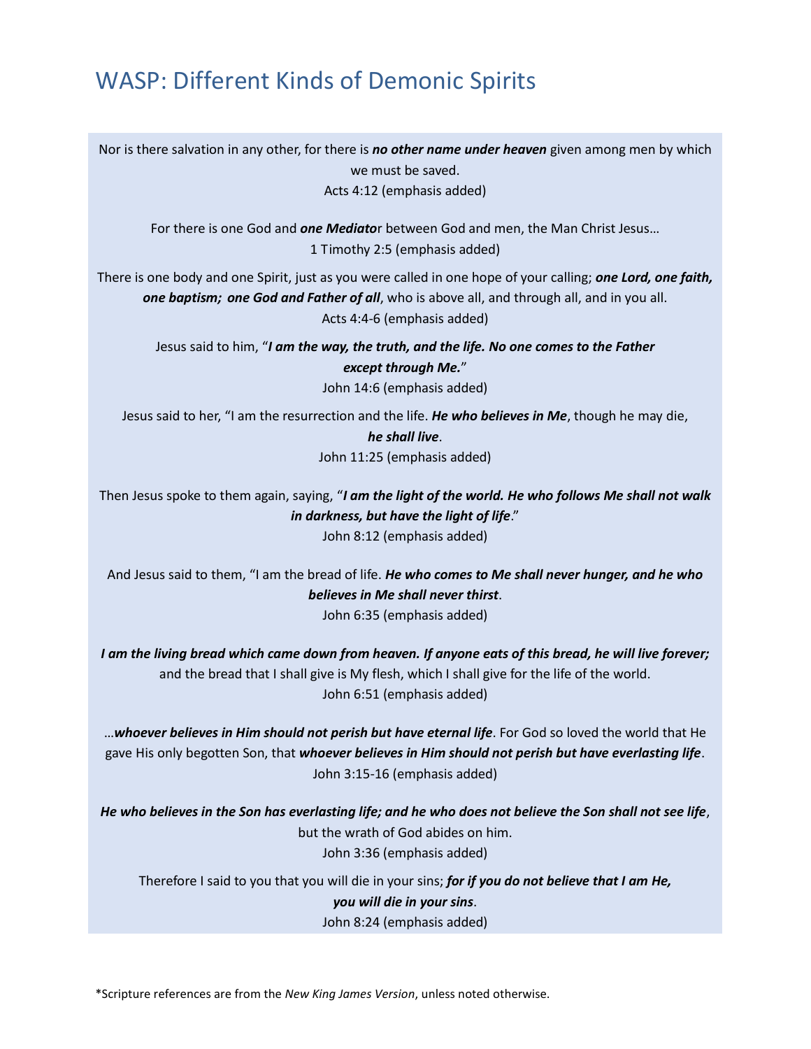# WASP: Different Kinds of Demonic Spirits

Nor is there salvation in any other, for there is ***no other name under heaven*** given among men by which we must be saved.
Acts 4:12 (emphasis added)

For there is one God and ***one Mediato***r between God and men, the Man Christ Jesus…
1 Timothy 2:5 (emphasis added)

There is one body and one Spirit, just as you were called in one hope of your calling; ***one Lord, one faith, one baptism; one God and Father of all***, who is above all, and through all, and in you all.
Acts 4:4-6 (emphasis added)

Jesus said to him, "***I am the way, the truth, and the life. No one comes to the Father except through Me.***"
John 14:6 (emphasis added)

Jesus said to her, "I am the resurrection and the life. ***He who believes in Me***, though he may die, ***he shall live***.
John 11:25 (emphasis added)

Then Jesus spoke to them again, saying, "***I am the light of the world. He who follows Me shall not walk in darkness, but have the light of life***."
John 8:12 (emphasis added)

And Jesus said to them, "I am the bread of life. ***He who comes to Me shall never hunger, and he who believes in Me shall never thirst***.
John 6:35 (emphasis added)

***I am the living bread which came down from heaven. If anyone eats of this bread, he will live forever;*** and the bread that I shall give is My flesh, which I shall give for the life of the world.
John 6:51 (emphasis added)

…***whoever believes in Him should not perish but have eternal life***. For God so loved the world that He gave His only begotten Son, that ***whoever believes in Him should not perish but have everlasting life***.
John 3:15-16 (emphasis added)

***He who believes in the Son has everlasting life; and he who does not believe the Son shall not see life***, but the wrath of God abides on him.
John 3:36 (emphasis added)

Therefore I said to you that you will die in your sins; ***for if you do not believe that I am He, you will die in your sins***.
John 8:24 (emphasis added)

*Scripture references are from the *New King James Version*, unless noted otherwise.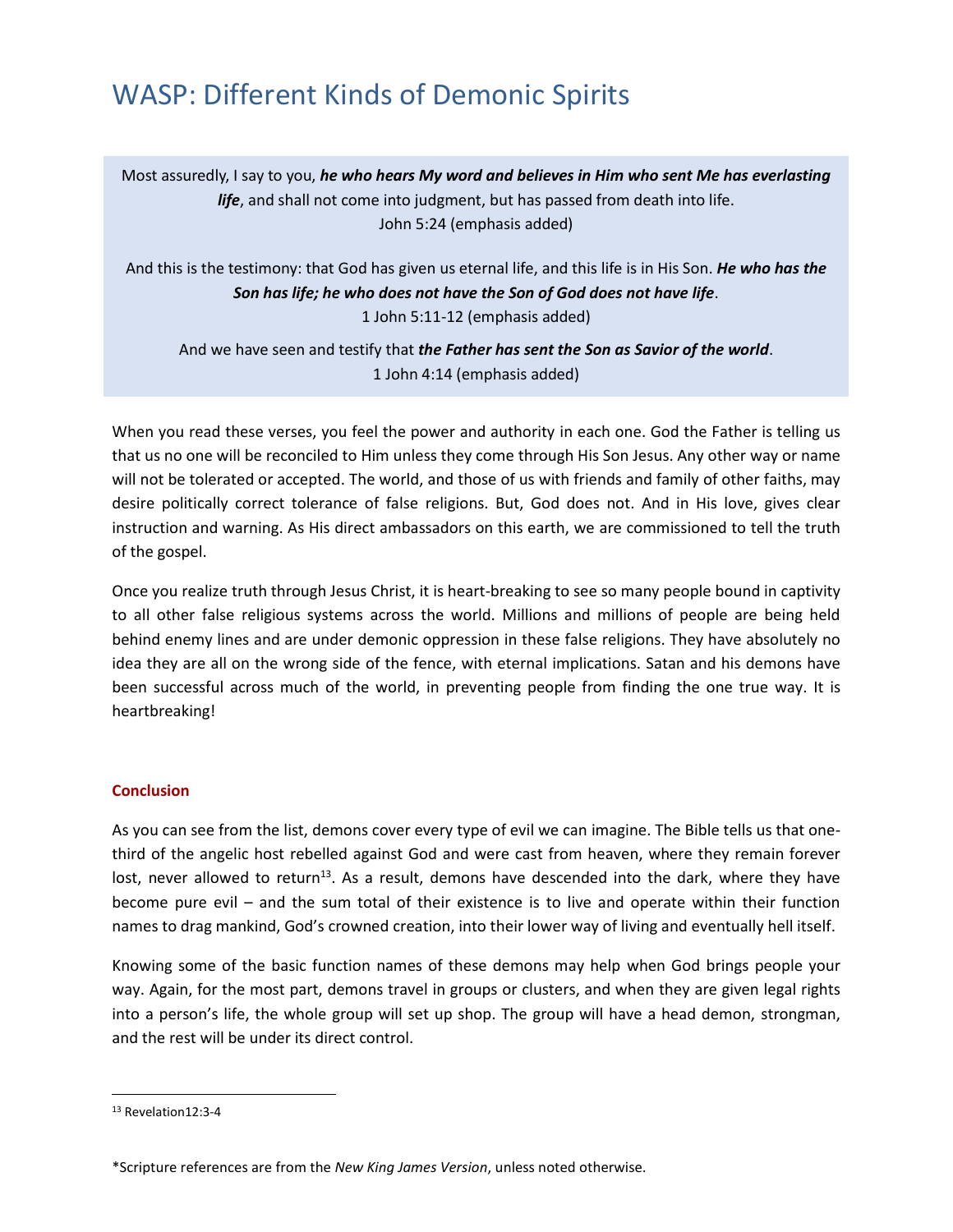# WASP: Different Kinds of Demonic Spirits

> Most assuredly, I say to you, ***he who hears My word and believes in Him who sent Me has everlasting life***, and shall not come into judgment, but has passed from death into life.
> John 5:24 (emphasis added)
>
> And this is the testimony: that God has given us eternal life, and this life is in His Son. ***He who has the Son has life; he who does not have the Son of God does not have life***.
> 1 John 5:11-12 (emphasis added)
>
> And we have seen and testify that ***the Father has sent the Son as Savior of the world***.
> 1 John 4:14 (emphasis added)

When you read these verses, you feel the power and authority in each one. God the Father is telling us that us no one will be reconciled to Him unless they come through His Son Jesus. Any other way or name will not be tolerated or accepted. The world, and those of us with friends and family of other faiths, may desire politically correct tolerance of false religions. But, God does not. And in His love, gives clear instruction and warning. As His direct ambassadors on this earth, we are commissioned to tell the truth of the gospel.

Once you realize truth through Jesus Christ, it is heart-breaking to see so many people bound in captivity to all other false religious systems across the world. Millions and millions of people are being held behind enemy lines and are under demonic oppression in these false religions. They have absolutely no idea they are all on the wrong side of the fence, with eternal implications. Satan and his demons have been successful across much of the world, in preventing people from finding the one true way. It is heartbreaking!

**Conclusion**

As you can see from the list, demons cover every type of evil we can imagine. The Bible tells us that one-third of the angelic host rebelled against God and were cast from heaven, where they remain forever lost, never allowed to return[13]. As a result, demons have descended into the dark, where they have become pure evil – and the sum total of their existence is to live and operate within their function names to drag mankind, God's crowned creation, into their lower way of living and eventually hell itself.

Knowing some of the basic function names of these demons may help when God brings people your way. Again, for the most part, demons travel in groups or clusters, and when they are given legal rights into a person's life, the whole group will set up shop. The group will have a head demon, strongman, and the rest will be under its direct control.

---

[13] Revelation12:3-4

*Scripture references are from the *New King James Version*, unless noted otherwise.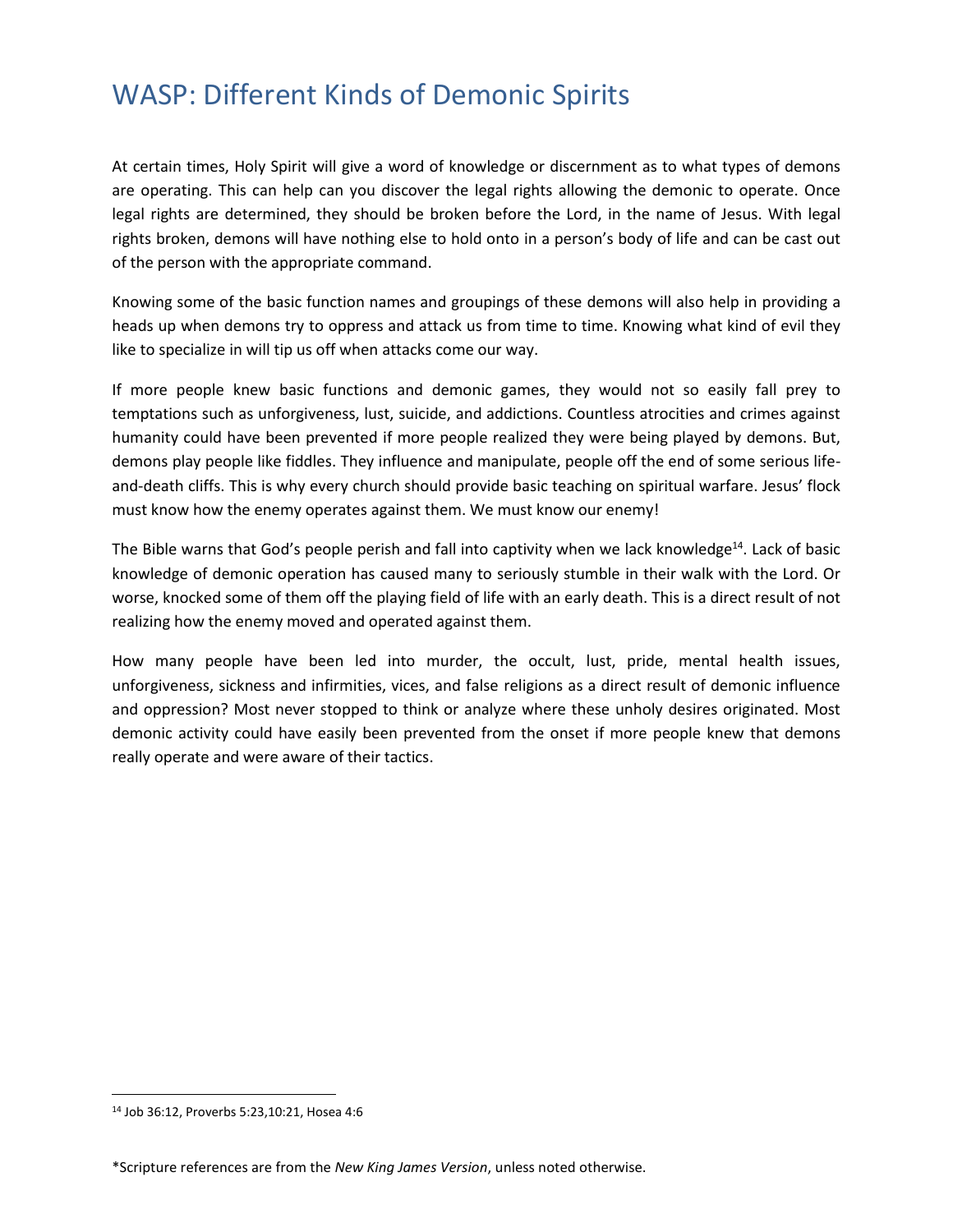# WASP: Different Kinds of Demonic Spirits

At certain times, Holy Spirit will give a word of knowledge or discernment as to what types of demons are operating. This can help can you discover the legal rights allowing the demonic to operate. Once legal rights are determined, they should be broken before the Lord, in the name of Jesus. With legal rights broken, demons will have nothing else to hold onto in a person's body of life and can be cast out of the person with the appropriate command.

Knowing some of the basic function names and groupings of these demons will also help in providing a heads up when demons try to oppress and attack us from time to time. Knowing what kind of evil they like to specialize in will tip us off when attacks come our way.

If more people knew basic functions and demonic games, they would not so easily fall prey to temptations such as unforgiveness, lust, suicide, and addictions. Countless atrocities and crimes against humanity could have been prevented if more people realized they were being played by demons. But, demons play people like fiddles. They influence and manipulate, people off the end of some serious life-and-death cliffs. This is why every church should provide basic teaching on spiritual warfare. Jesus' flock must know how the enemy operates against them. We must know our enemy!

The Bible warns that God's people perish and fall into captivity when we lack knowledge[14]. Lack of basic knowledge of demonic operation has caused many to seriously stumble in their walk with the Lord. Or worse, knocked some of them off the playing field of life with an early death. This is a direct result of not realizing how the enemy moved and operated against them.

How many people have been led into murder, the occult, lust, pride, mental health issues, unforgiveness, sickness and infirmities, vices, and false religions as a direct result of demonic influence and oppression? Most never stopped to think or analyze where these unholy desires originated. Most demonic activity could have easily been prevented from the onset if more people knew that demons really operate and were aware of their tactics.

---

[14] Job 36:12, Proverbs 5:23,10:21, Hosea 4:6

*Scripture references are from the *New King James Version*, unless noted otherwise.